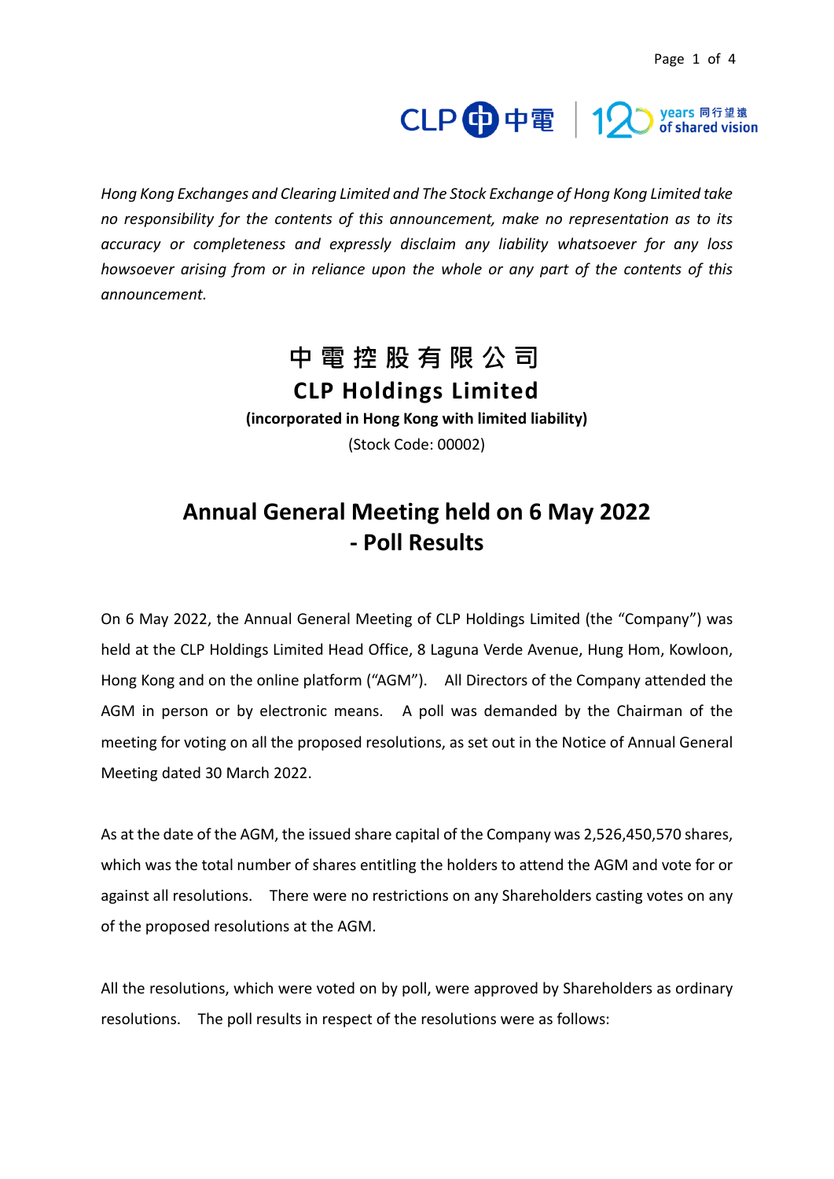*Hong Kong Exchanges and Clearing Limited and The Stock Exchange of Hong Kong Limited take no responsibility for the contents of this announcement, make no representation as to its accuracy or completeness and expressly disclaim any liability whatsoever for any loss howsoever arising from or in reliance upon the whole or any part of the contents of this announcement.*

# 中 電 控 股 有 限 公 司
# CLP Holdings Limited

**(incorporated in Hong Kong with limited liability)**

(Stock Code: 00002)

## Annual General Meeting held on 6 May 2022 - Poll Results

On 6 May 2022, the Annual General Meeting of CLP Holdings Limited (the "Company") was held at the CLP Holdings Limited Head Office, 8 Laguna Verde Avenue, Hung Hom, Kowloon, Hong Kong and on the online platform ("AGM"). All Directors of the Company attended the AGM in person or by electronic means. A poll was demanded by the Chairman of the meeting for voting on all the proposed resolutions, as set out in the Notice of Annual General Meeting dated 30 March 2022.

As at the date of the AGM, the issued share capital of the Company was 2,526,450,570 shares, which was the total number of shares entitling the holders to attend the AGM and vote for or against all resolutions. There were no restrictions on any Shareholders casting votes on any of the proposed resolutions at the AGM.

All the resolutions, which were voted on by poll, were approved by Shareholders as ordinary resolutions. The poll results in respect of the resolutions were as follows: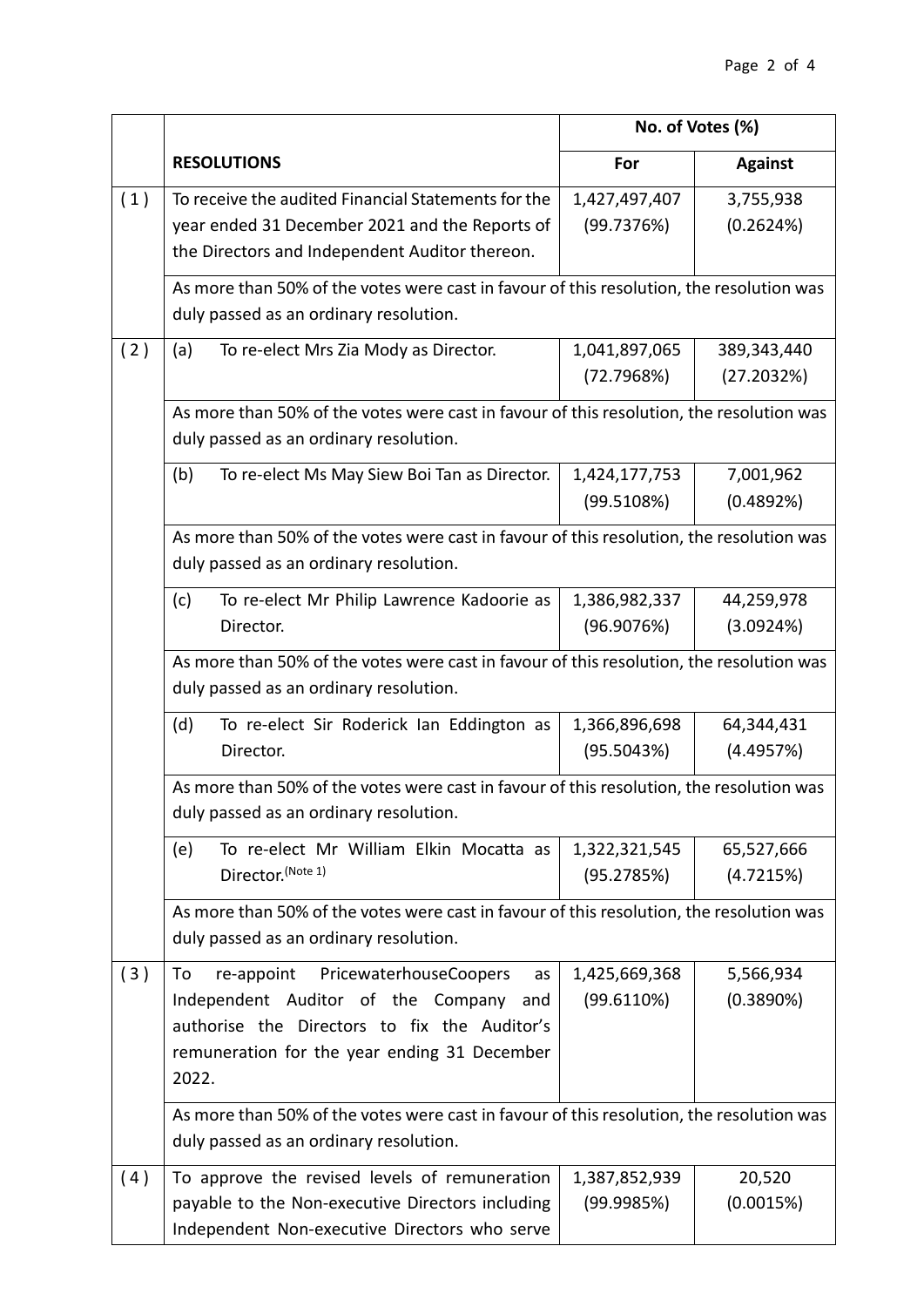| | RESOLUTIONS | No. of Votes (%) | |
|---|---|---|---|
| | | For | Against |
| (1) | To receive the audited Financial Statements for the year ended 31 December 2021 and the Reports of the Directors and Independent Auditor thereon. | 1,427,497,407 (99.7376%) | 3,755,938 (0.2624%) |
| | As more than 50% of the votes were cast in favour of this resolution, the resolution was duly passed as an ordinary resolution. | | |
| (2) | (a) To re-elect Mrs Zia Mody as Director. | 1,041,897,065 (72.7968%) | 389,343,440 (27.2032%) |
| | As more than 50% of the votes were cast in favour of this resolution, the resolution was duly passed as an ordinary resolution. | | |
| | (b) To re-elect Ms May Siew Boi Tan as Director. | 1,424,177,753 (99.5108%) | 7,001,962 (0.4892%) |
| | As more than 50% of the votes were cast in favour of this resolution, the resolution was duly passed as an ordinary resolution. | | |
| | (c) To re-elect Mr Philip Lawrence Kadoorie as Director. | 1,386,982,337 (96.9076%) | 44,259,978 (3.0924%) |
| | As more than 50% of the votes were cast in favour of this resolution, the resolution was duly passed as an ordinary resolution. | | |
| | (d) To re-elect Sir Roderick Ian Eddington as Director. | 1,366,896,698 (95.5043%) | 64,344,431 (4.4957%) |
| | As more than 50% of the votes were cast in favour of this resolution, the resolution was duly passed as an ordinary resolution. | | |
| | (e) To re-elect Mr William Elkin Mocatta as Director.(Note 1) | 1,322,321,545 (95.2785%) | 65,527,666 (4.7215%) |
| | As more than 50% of the votes were cast in favour of this resolution, the resolution was duly passed as an ordinary resolution. | | |
| (3) | To re-appoint PricewaterhouseCoopers as Independent Auditor of the Company and authorise the Directors to fix the Auditor's remuneration for the year ending 31 December 2022. | 1,425,669,368 (99.6110%) | 5,566,934 (0.3890%) |
| | As more than 50% of the votes were cast in favour of this resolution, the resolution was duly passed as an ordinary resolution. | | |
| (4) | To approve the revised levels of remuneration payable to the Non-executive Directors including Independent Non-executive Directors who serve | 1,387,852,939 (99.9985%) | 20,520 (0.0015%) |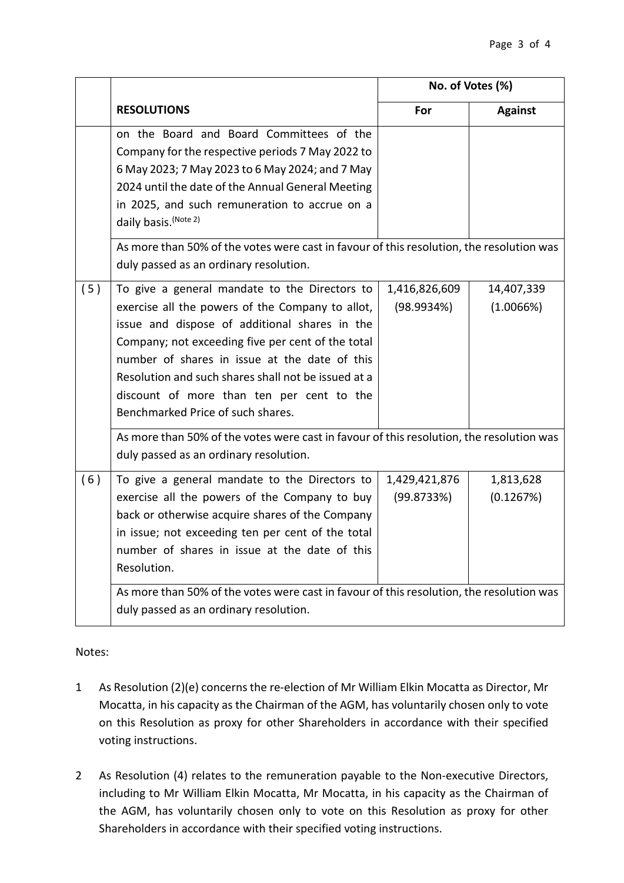| | RESOLUTIONS | No. of Votes (%) | |
|---|---|---|---|
| | | For | Against |
| | on the Board and Board Committees of the Company for the respective periods 7 May 2022 to 6 May 2023; 7 May 2023 to 6 May 2024; and 7 May 2024 until the date of the Annual General Meeting in 2025, and such remuneration to accrue on a daily basis.(Note 2) | | |
| | As more than 50% of the votes were cast in favour of this resolution, the resolution was duly passed as an ordinary resolution. | | |
| (5) | To give a general mandate to the Directors to exercise all the powers of the Company to allot, issue and dispose of additional shares in the Company; not exceeding five per cent of the total number of shares in issue at the date of this Resolution and such shares shall not be issued at a discount of more than ten per cent to the Benchmarked Price of such shares. | 1,416,826,609 (98.9934%) | 14,407,339 (1.0066%) |
| | As more than 50% of the votes were cast in favour of this resolution, the resolution was duly passed as an ordinary resolution. | | |
| (6) | To give a general mandate to the Directors to exercise all the powers of the Company to buy back or otherwise acquire shares of the Company in issue; not exceeding ten per cent of the total number of shares in issue at the date of this Resolution. | 1,429,421,876 (99.8733%) | 1,813,628 (0.1267%) |
| | As more than 50% of the votes were cast in favour of this resolution, the resolution was duly passed as an ordinary resolution. | | |

Notes:

1. As Resolution (2)(e) concerns the re-election of Mr William Elkin Mocatta as Director, Mr Mocatta, in his capacity as the Chairman of the AGM, has voluntarily chosen only to vote on this Resolution as proxy for other Shareholders in accordance with their specified voting instructions.

2. As Resolution (4) relates to the remuneration payable to the Non-executive Directors, including to Mr William Elkin Mocatta, Mr Mocatta, in his capacity as the Chairman of the AGM, has voluntarily chosen only to vote on this Resolution as proxy for other Shareholders in accordance with their specified voting instructions.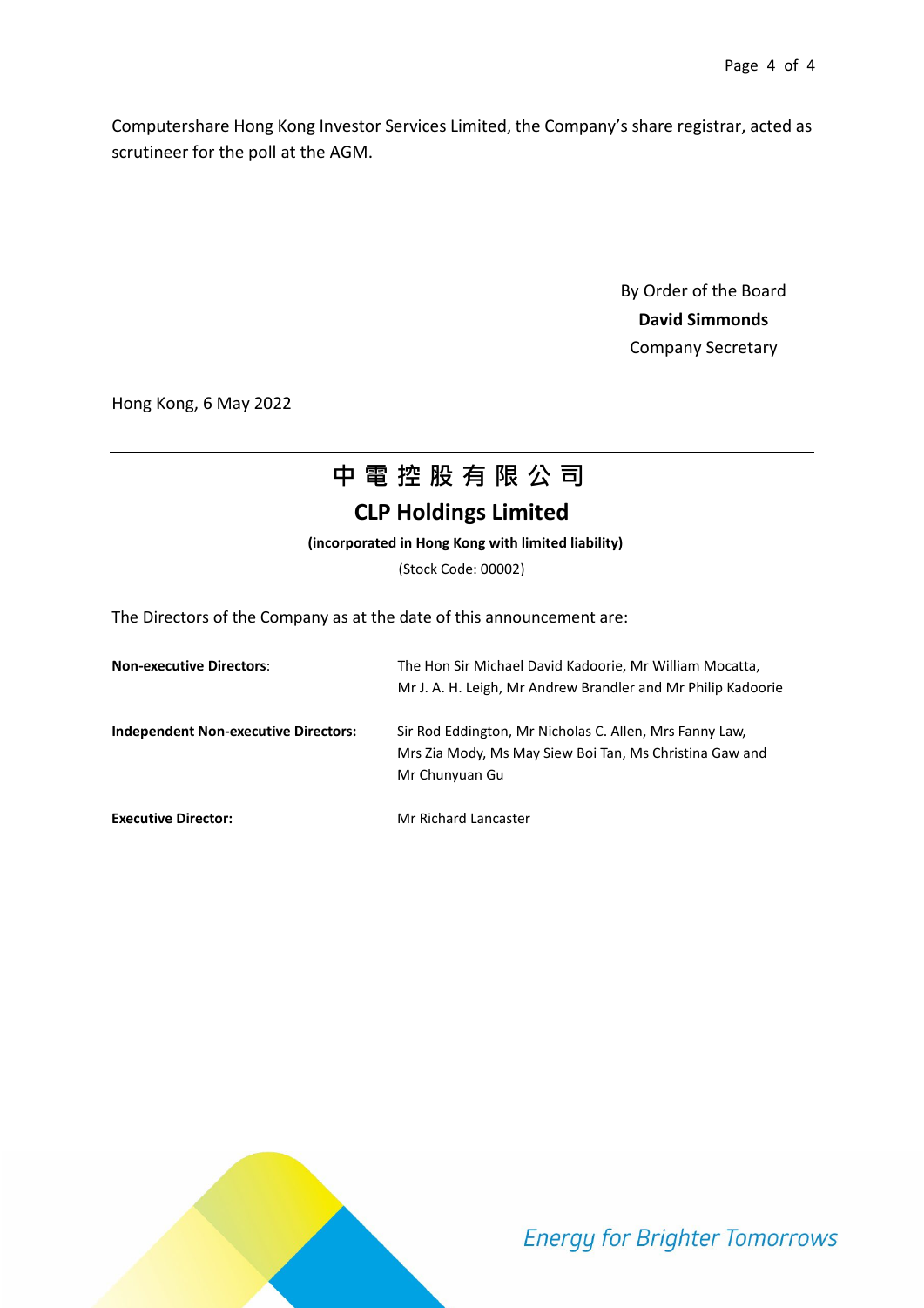Computershare Hong Kong Investor Services Limited, the Company's share registrar, acted as scrutineer for the poll at the AGM.

By Order of the Board
**David Simmonds**
Company Secretary

Hong Kong, 6 May 2022

---

# 中電控股有限公司

## CLP Holdings Limited

**(incorporated in Hong Kong with limited liability)**

(Stock Code: 00002)

The Directors of the Company as at the date of this announcement are:

| | |
|---|---|
| **Non-executive Directors**: | The Hon Sir Michael David Kadoorie, Mr William Mocatta, Mr J. A. H. Leigh, Mr Andrew Brandler and Mr Philip Kadoorie |
| **Independent Non-executive Directors:** | Sir Rod Eddington, Mr Nicholas C. Allen, Mrs Fanny Law, Mrs Zia Mody, Ms May Siew Boi Tan, Ms Christina Gaw and Mr Chunyuan Gu |
| **Executive Director:** | Mr Richard Lancaster |

*Energy for Brighter Tomorrows*